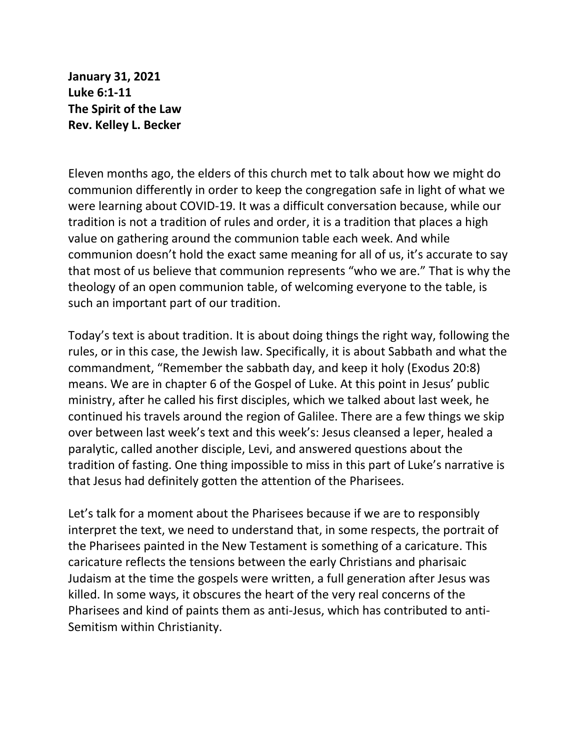**January 31, 2021**
**Luke 6:1-11**
**The Spirit of the Law**
**Rev. Kelley L. Becker**

Eleven months ago, the elders of this church met to talk about how we might do communion differently in order to keep the congregation safe in light of what we were learning about COVID-19. It was a difficult conversation because, while our tradition is not a tradition of rules and order, it is a tradition that places a high value on gathering around the communion table each week. And while communion doesn't hold the exact same meaning for all of us, it's accurate to say that most of us believe that communion represents "who we are." That is why the theology of an open communion table, of welcoming everyone to the table, is such an important part of our tradition.

Today's text is about tradition. It is about doing things the right way, following the rules, or in this case, the Jewish law. Specifically, it is about Sabbath and what the commandment, "Remember the sabbath day, and keep it holy (Exodus 20:8) means. We are in chapter 6 of the Gospel of Luke. At this point in Jesus' public ministry, after he called his first disciples, which we talked about last week, he continued his travels around the region of Galilee. There are a few things we skip over between last week's text and this week's: Jesus cleansed a leper, healed a paralytic, called another disciple, Levi, and answered questions about the tradition of fasting. One thing impossible to miss in this part of Luke's narrative is that Jesus had definitely gotten the attention of the Pharisees.

Let's talk for a moment about the Pharisees because if we are to responsibly interpret the text, we need to understand that, in some respects, the portrait of the Pharisees painted in the New Testament is something of a caricature. This caricature reflects the tensions between the early Christians and pharisaic Judaism at the time the gospels were written, a full generation after Jesus was killed. In some ways, it obscures the heart of the very real concerns of the Pharisees and kind of paints them as anti-Jesus, which has contributed to anti-Semitism within Christianity.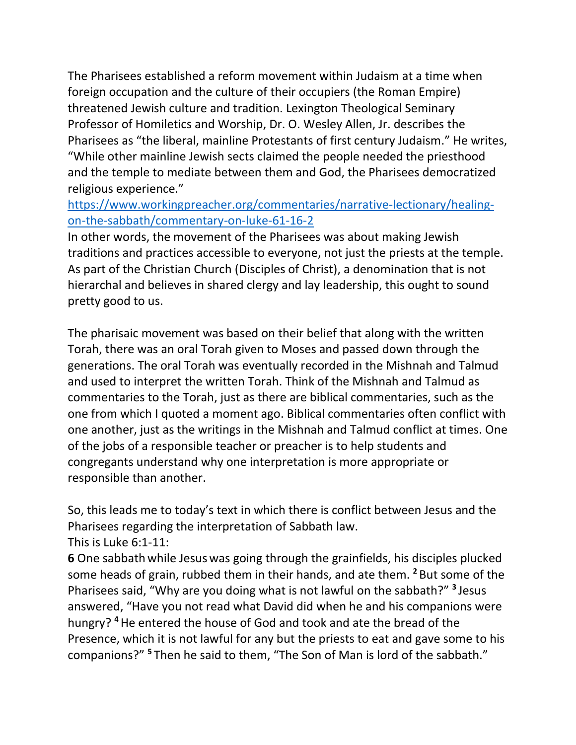The Pharisees established a reform movement within Judaism at a time when foreign occupation and the culture of their occupiers (the Roman Empire) threatened Jewish culture and tradition. Lexington Theological Seminary Professor of Homiletics and Worship, Dr. O. Wesley Allen, Jr. describes the Pharisees as "the liberal, mainline Protestants of first century Judaism." He writes, "While other mainline Jewish sects claimed the people needed the priesthood and the temple to mediate between them and God, the Pharisees democratized religious experience."
https://www.workingpreacher.org/commentaries/narrative-lectionary/healing-on-the-sabbath/commentary-on-luke-61-16-2
In other words, the movement of the Pharisees was about making Jewish traditions and practices accessible to everyone, not just the priests at the temple. As part of the Christian Church (Disciples of Christ), a denomination that is not hierarchal and believes in shared clergy and lay leadership, this ought to sound pretty good to us.

The pharisaic movement was based on their belief that along with the written Torah, there was an oral Torah given to Moses and passed down through the generations. The oral Torah was eventually recorded in the Mishnah and Talmud and used to interpret the written Torah. Think of the Mishnah and Talmud as commentaries to the Torah, just as there are biblical commentaries, such as the one from which I quoted a moment ago. Biblical commentaries often conflict with one another, just as the writings in the Mishnah and Talmud conflict at times. One of the jobs of a responsible teacher or preacher is to help students and congregants understand why one interpretation is more appropriate or responsible than another.

So, this leads me to today's text in which there is conflict between Jesus and the Pharisees regarding the interpretation of Sabbath law.
This is Luke 6:1-11:
**6** One sabbath while Jesus was going through the grainfields, his disciples plucked some heads of grain, rubbed them in their hands, and ate them. [2] But some of the Pharisees said, "Why are you doing what is not lawful on the sabbath?" [3] Jesus answered, "Have you not read what David did when he and his companions were hungry? [4] He entered the house of God and took and ate the bread of the Presence, which it is not lawful for any but the priests to eat and gave some to his companions?" [5] Then he said to them, "The Son of Man is lord of the sabbath."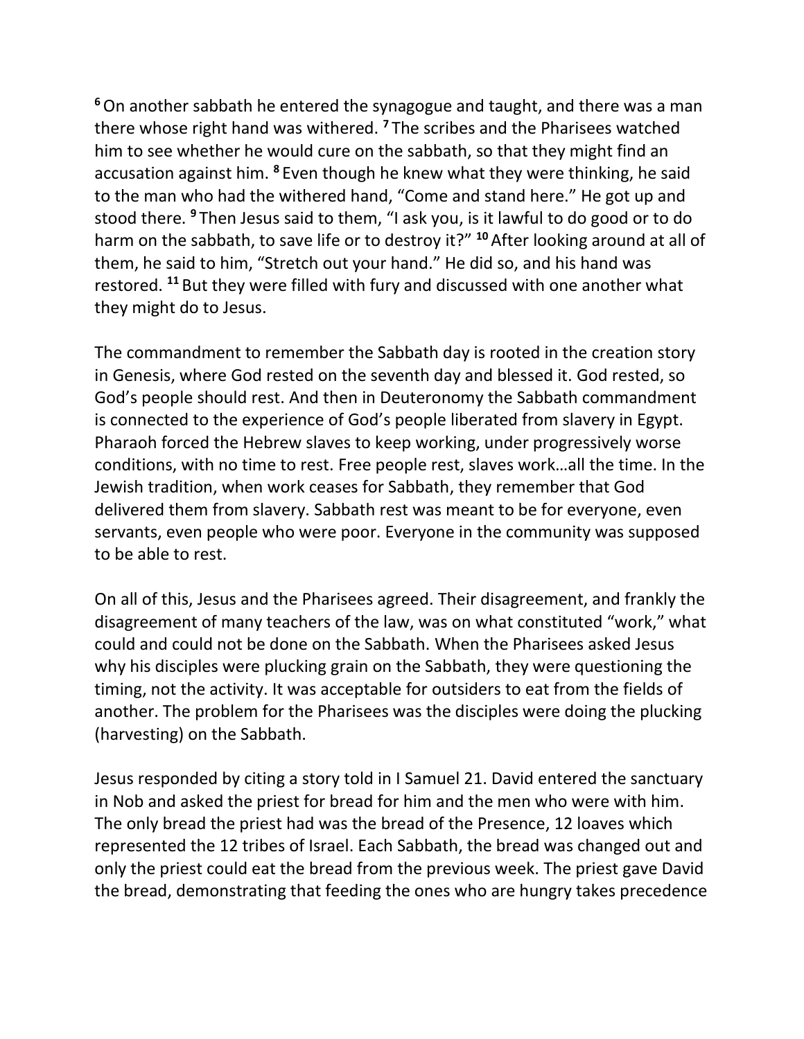[6] On another sabbath he entered the synagogue and taught, and there was a man there whose right hand was withered. [7] The scribes and the Pharisees watched him to see whether he would cure on the sabbath, so that they might find an accusation against him. [8] Even though he knew what they were thinking, he said to the man who had the withered hand, "Come and stand here." He got up and stood there. [9] Then Jesus said to them, "I ask you, is it lawful to do good or to do harm on the sabbath, to save life or to destroy it?" [10] After looking around at all of them, he said to him, "Stretch out your hand." He did so, and his hand was restored. [11] But they were filled with fury and discussed with one another what they might do to Jesus.

The commandment to remember the Sabbath day is rooted in the creation story in Genesis, where God rested on the seventh day and blessed it. God rested, so God's people should rest. And then in Deuteronomy the Sabbath commandment is connected to the experience of God's people liberated from slavery in Egypt. Pharaoh forced the Hebrew slaves to keep working, under progressively worse conditions, with no time to rest. Free people rest, slaves work…all the time. In the Jewish tradition, when work ceases for Sabbath, they remember that God delivered them from slavery. Sabbath rest was meant to be for everyone, even servants, even people who were poor. Everyone in the community was supposed to be able to rest.

On all of this, Jesus and the Pharisees agreed. Their disagreement, and frankly the disagreement of many teachers of the law, was on what constituted "work," what could and could not be done on the Sabbath. When the Pharisees asked Jesus why his disciples were plucking grain on the Sabbath, they were questioning the timing, not the activity. It was acceptable for outsiders to eat from the fields of another. The problem for the Pharisees was the disciples were doing the plucking (harvesting) on the Sabbath.

Jesus responded by citing a story told in I Samuel 21. David entered the sanctuary in Nob and asked the priest for bread for him and the men who were with him. The only bread the priest had was the bread of the Presence, 12 loaves which represented the 12 tribes of Israel. Each Sabbath, the bread was changed out and only the priest could eat the bread from the previous week. The priest gave David the bread, demonstrating that feeding the ones who are hungry takes precedence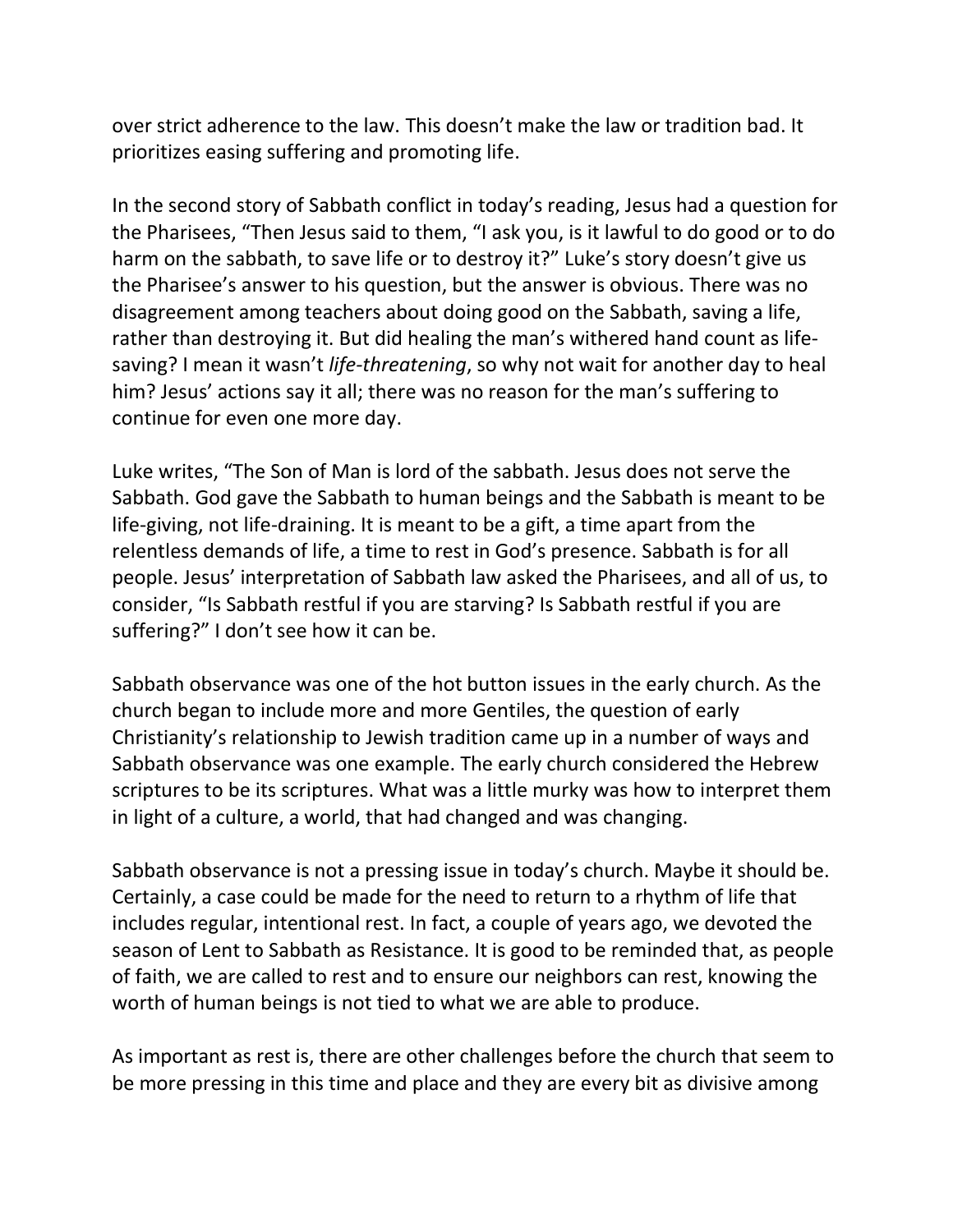over strict adherence to the law. This doesn't make the law or tradition bad. It prioritizes easing suffering and promoting life.

In the second story of Sabbath conflict in today's reading, Jesus had a question for the Pharisees, "Then Jesus said to them, "I ask you, is it lawful to do good or to do harm on the sabbath, to save life or to destroy it?" Luke's story doesn't give us the Pharisee's answer to his question, but the answer is obvious. There was no disagreement among teachers about doing good on the Sabbath, saving a life, rather than destroying it. But did healing the man's withered hand count as life-saving? I mean it wasn't *life-threatening*, so why not wait for another day to heal him? Jesus' actions say it all; there was no reason for the man's suffering to continue for even one more day.

Luke writes, "The Son of Man is lord of the sabbath. Jesus does not serve the Sabbath. God gave the Sabbath to human beings and the Sabbath is meant to be life-giving, not life-draining. It is meant to be a gift, a time apart from the relentless demands of life, a time to rest in God's presence. Sabbath is for all people. Jesus' interpretation of Sabbath law asked the Pharisees, and all of us, to consider, "Is Sabbath restful if you are starving? Is Sabbath restful if you are suffering?" I don't see how it can be.

Sabbath observance was one of the hot button issues in the early church. As the church began to include more and more Gentiles, the question of early Christianity's relationship to Jewish tradition came up in a number of ways and Sabbath observance was one example. The early church considered the Hebrew scriptures to be its scriptures. What was a little murky was how to interpret them in light of a culture, a world, that had changed and was changing.

Sabbath observance is not a pressing issue in today's church. Maybe it should be. Certainly, a case could be made for the need to return to a rhythm of life that includes regular, intentional rest. In fact, a couple of years ago, we devoted the season of Lent to Sabbath as Resistance. It is good to be reminded that, as people of faith, we are called to rest and to ensure our neighbors can rest, knowing the worth of human beings is not tied to what we are able to produce.

As important as rest is, there are other challenges before the church that seem to be more pressing in this time and place and they are every bit as divisive among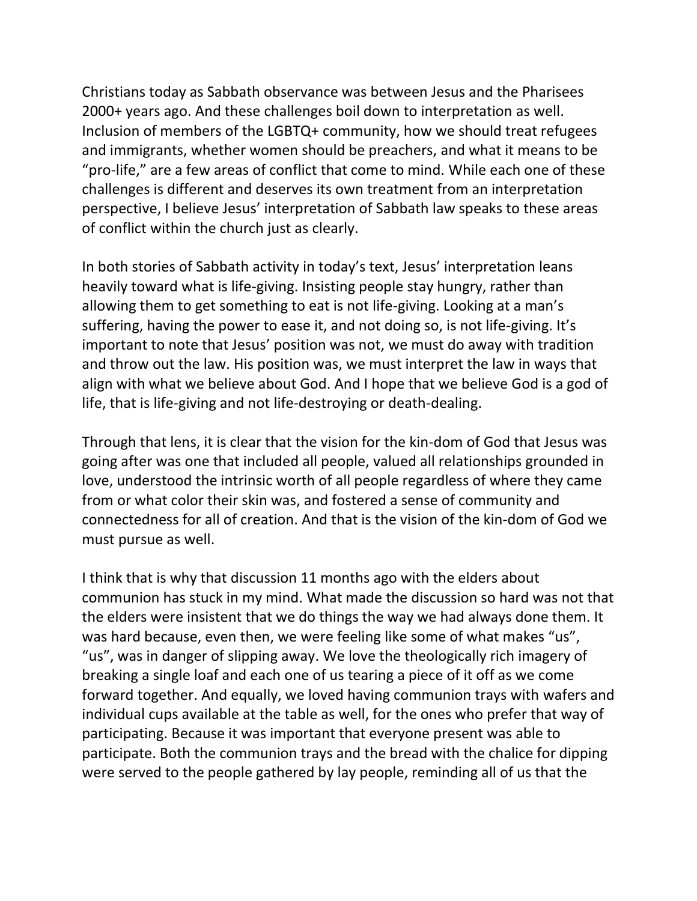Christians today as Sabbath observance was between Jesus and the Pharisees 2000+ years ago. And these challenges boil down to interpretation as well. Inclusion of members of the LGBTQ+ community, how we should treat refugees and immigrants, whether women should be preachers, and what it means to be "pro-life," are a few areas of conflict that come to mind. While each one of these challenges is different and deserves its own treatment from an interpretation perspective, I believe Jesus' interpretation of Sabbath law speaks to these areas of conflict within the church just as clearly.

In both stories of Sabbath activity in today's text, Jesus' interpretation leans heavily toward what is life-giving. Insisting people stay hungry, rather than allowing them to get something to eat is not life-giving. Looking at a man's suffering, having the power to ease it, and not doing so, is not life-giving. It's important to note that Jesus' position was not, we must do away with tradition and throw out the law. His position was, we must interpret the law in ways that align with what we believe about God. And I hope that we believe God is a god of life, that is life-giving and not life-destroying or death-dealing.

Through that lens, it is clear that the vision for the kin-dom of God that Jesus was going after was one that included all people, valued all relationships grounded in love, understood the intrinsic worth of all people regardless of where they came from or what color their skin was, and fostered a sense of community and connectedness for all of creation. And that is the vision of the kin-dom of God we must pursue as well.

I think that is why that discussion 11 months ago with the elders about communion has stuck in my mind. What made the discussion so hard was not that the elders were insistent that we do things the way we had always done them. It was hard because, even then, we were feeling like some of what makes "us", "us", was in danger of slipping away. We love the theologically rich imagery of breaking a single loaf and each one of us tearing a piece of it off as we come forward together. And equally, we loved having communion trays with wafers and individual cups available at the table as well, for the ones who prefer that way of participating. Because it was important that everyone present was able to participate. Both the communion trays and the bread with the chalice for dipping were served to the people gathered by lay people, reminding all of us that the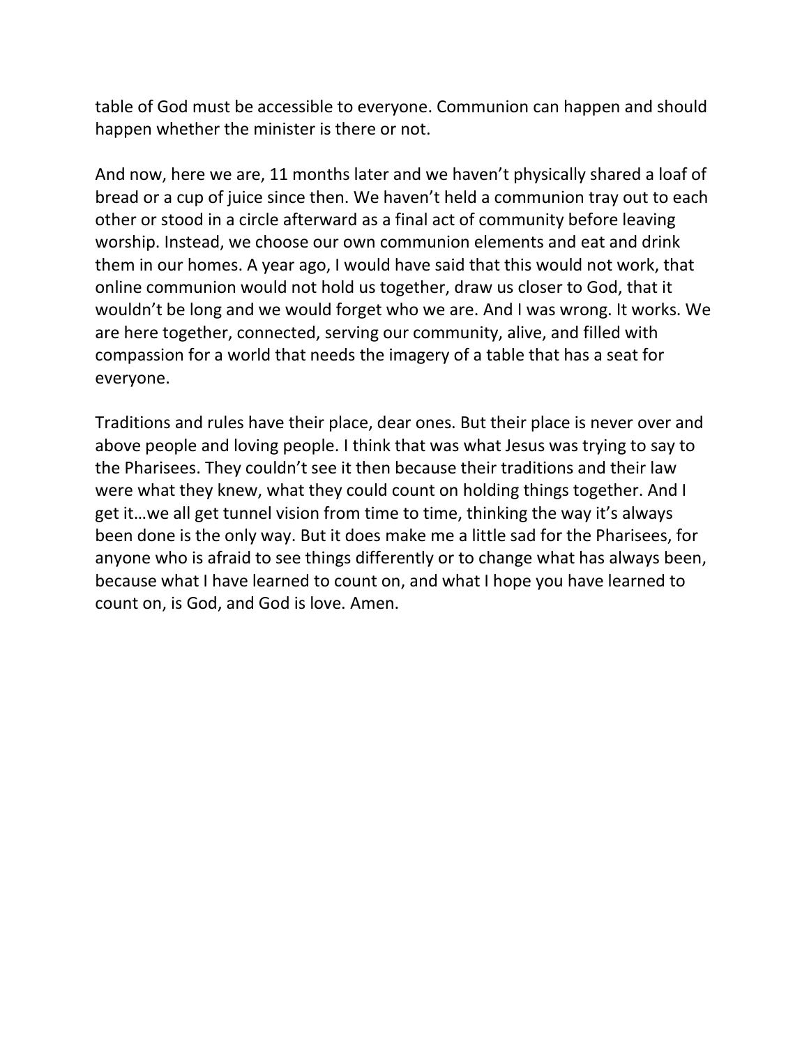table of God must be accessible to everyone. Communion can happen and should happen whether the minister is there or not.

And now, here we are, 11 months later and we haven't physically shared a loaf of bread or a cup of juice since then. We haven't held a communion tray out to each other or stood in a circle afterward as a final act of community before leaving worship. Instead, we choose our own communion elements and eat and drink them in our homes. A year ago, I would have said that this would not work, that online communion would not hold us together, draw us closer to God, that it wouldn't be long and we would forget who we are. And I was wrong. It works. We are here together, connected, serving our community, alive, and filled with compassion for a world that needs the imagery of a table that has a seat for everyone.

Traditions and rules have their place, dear ones. But their place is never over and above people and loving people. I think that was what Jesus was trying to say to the Pharisees. They couldn't see it then because their traditions and their law were what they knew, what they could count on holding things together. And I get it…we all get tunnel vision from time to time, thinking the way it's always been done is the only way. But it does make me a little sad for the Pharisees, for anyone who is afraid to see things differently or to change what has always been, because what I have learned to count on, and what I hope you have learned to count on, is God, and God is love. Amen.